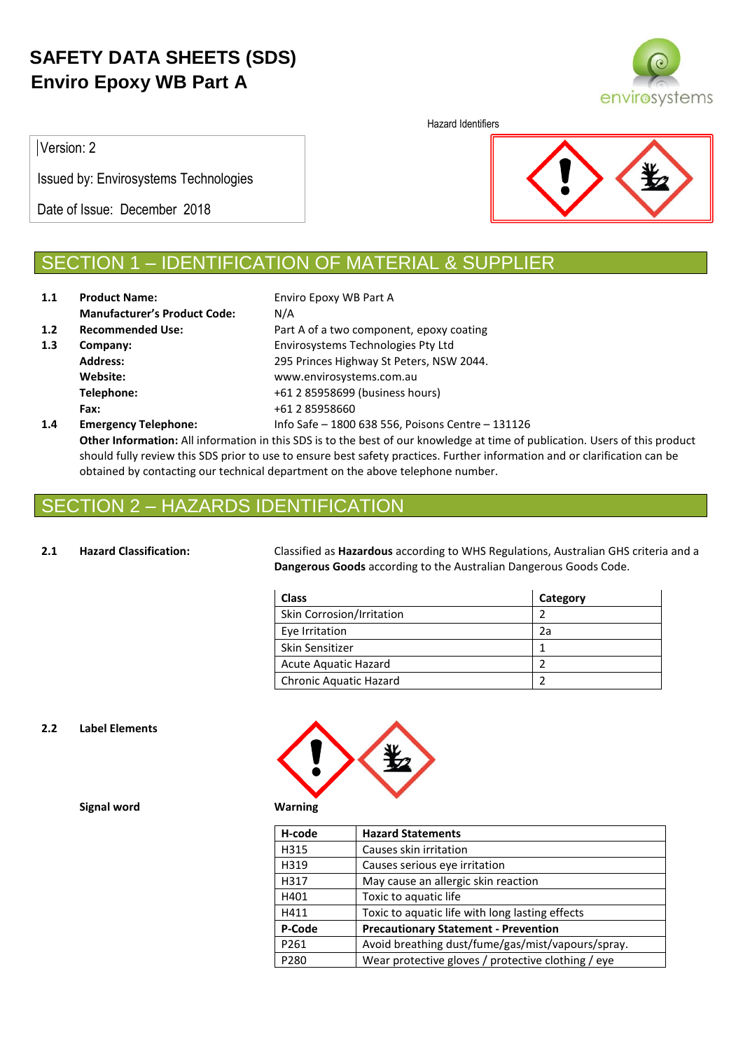# SAFETY DATA SHEETS (SDS)
# Enviro Epoxy WB Part A

Version: 2

Issued by: Envirosystems Technologies

Date of Issue: December 2018

Hazard Identifiers

## SECTION 1 – IDENTIFICATION OF MATERIAL & SUPPLIER

**1.1** **Product Name:** Enviro Epoxy WB Part A

**Manufacturer's Product Code:** N/A

**1.2** **Recommended Use:** Part A of a two component, epoxy coating

**1.3** **Company:** Envirosystems Technologies Pty Ltd

**Address:** 295 Princes Highway St Peters, NSW 2044.

**Website:** www.envirosystems.com.au

**Telephone:** +61 2 85958699 (business hours)

**Fax:** +61 2 85958660

**1.4** **Emergency Telephone:** Info Safe – 1800 638 556, Poisons Centre – 131126

**Other Information:** All information in this SDS is to the best of our knowledge at time of publication. Users of this product should fully review this SDS prior to use to ensure best safety practices. Further information and or clarification can be obtained by contacting our technical department on the above telephone number.

## SECTION 2 – HAZARDS IDENTIFICATION

**2.1** **Hazard Classification:** Classified as **Hazardous** according to WHS Regulations, Australian GHS criteria and a **Dangerous Goods** according to the Australian Dangerous Goods Code.

| Class | Category |
|---|---|
| Skin Corrosion/Irritation | 2 |
| Eye Irritation | 2a |
| Skin Sensitizer | 1 |
| Acute Aquatic Hazard | 2 |
| Chronic Aquatic Hazard | 2 |

**2.2** **Label Elements**

**Signal word** **Warning**

| H-code | Hazard Statements |
|---|---|
| H315 | Causes skin irritation |
| H319 | Causes serious eye irritation |
| H317 | May cause an allergic skin reaction |
| H401 | Toxic to aquatic life |
| H411 | Toxic to aquatic life with long lasting effects |
| **P-Code** | **Precautionary Statement - Prevention** |
| P261 | Avoid breathing dust/fume/gas/mist/vapours/spray. |
| P280 | Wear protective gloves / protective clothing / eye |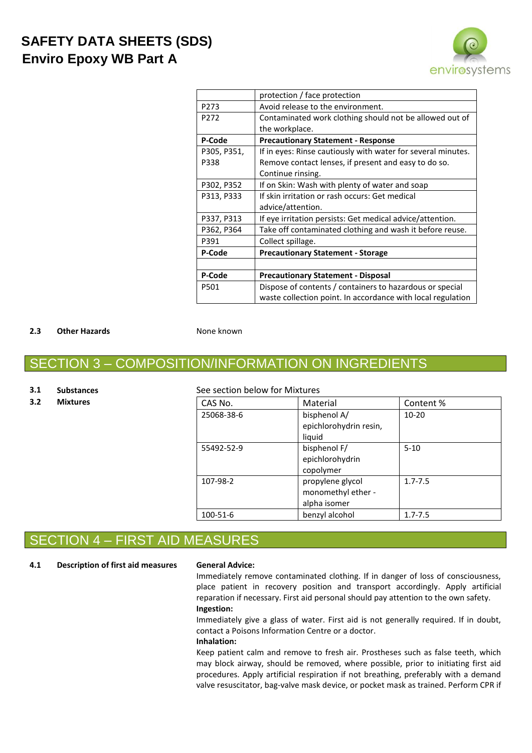| | |
|---|---|
| | protection / face protection |
| P273 | Avoid release to the environment. |
| P272 | Contaminated work clothing should not be allowed out of the workplace. |
| **P-Code** | **Precautionary Statement - Response** |
| P305, P351, P338 | If in eyes: Rinse cautiously with water for several minutes. Remove contact lenses, if present and easy to do so. Continue rinsing. |
| P302, P352 | If on Skin: Wash with plenty of water and soap |
| P313, P333 | If skin irritation or rash occurs: Get medical advice/attention. |
| P337, P313 | If eye irritation persists: Get medical advice/attention. |
| P362, P364 | Take off contaminated clothing and wash it before reuse. |
| P391 | Collect spillage. |
| **P-Code** | **Precautionary Statement - Storage** |
| | |
| **P-Code** | **Precautionary Statement - Disposal** |
| P501 | Dispose of contents / containers to hazardous or special waste collection point. In accordance with local regulation |

**2.3 Other Hazards**

None known

## SECTION 3 – COMPOSITION/INFORMATION ON INGREDIENTS

**3.1 Substances**

See section below for Mixtures

**3.2 Mixtures**

| CAS No. | Material | Content % |
|---|---|---|
| 25068-38-6 | bisphenol A/ epichlorohydrin resin, liquid | 10-20 |
| 55492-52-9 | bisphenol F/ epichlorohydrin copolymer | 5-10 |
| 107-98-2 | propylene glycol monomethyl ether - alpha isomer | 1.7-7.5 |
| 100-51-6 | benzyl alcohol | 1.7-7.5 |

## SECTION 4 – FIRST AID MEASURES

**4.1 Description of first aid measures**

**General Advice:**

Immediately remove contaminated clothing. If in danger of loss of consciousness, place patient in recovery position and transport accordingly. Apply artificial reparation if necessary. First aid personal should pay attention to the own safety.

**Ingestion:**

Immediately give a glass of water. First aid is not generally required. If in doubt, contact a Poisons Information Centre or a doctor.

**Inhalation:**

Keep patient calm and remove to fresh air. Prostheses such as false teeth, which may block airway, should be removed, where possible, prior to initiating first aid procedures. Apply artificial respiration if not breathing, preferably with a demand valve resuscitator, bag-valve mask device, or pocket mask as trained. Perform CPR if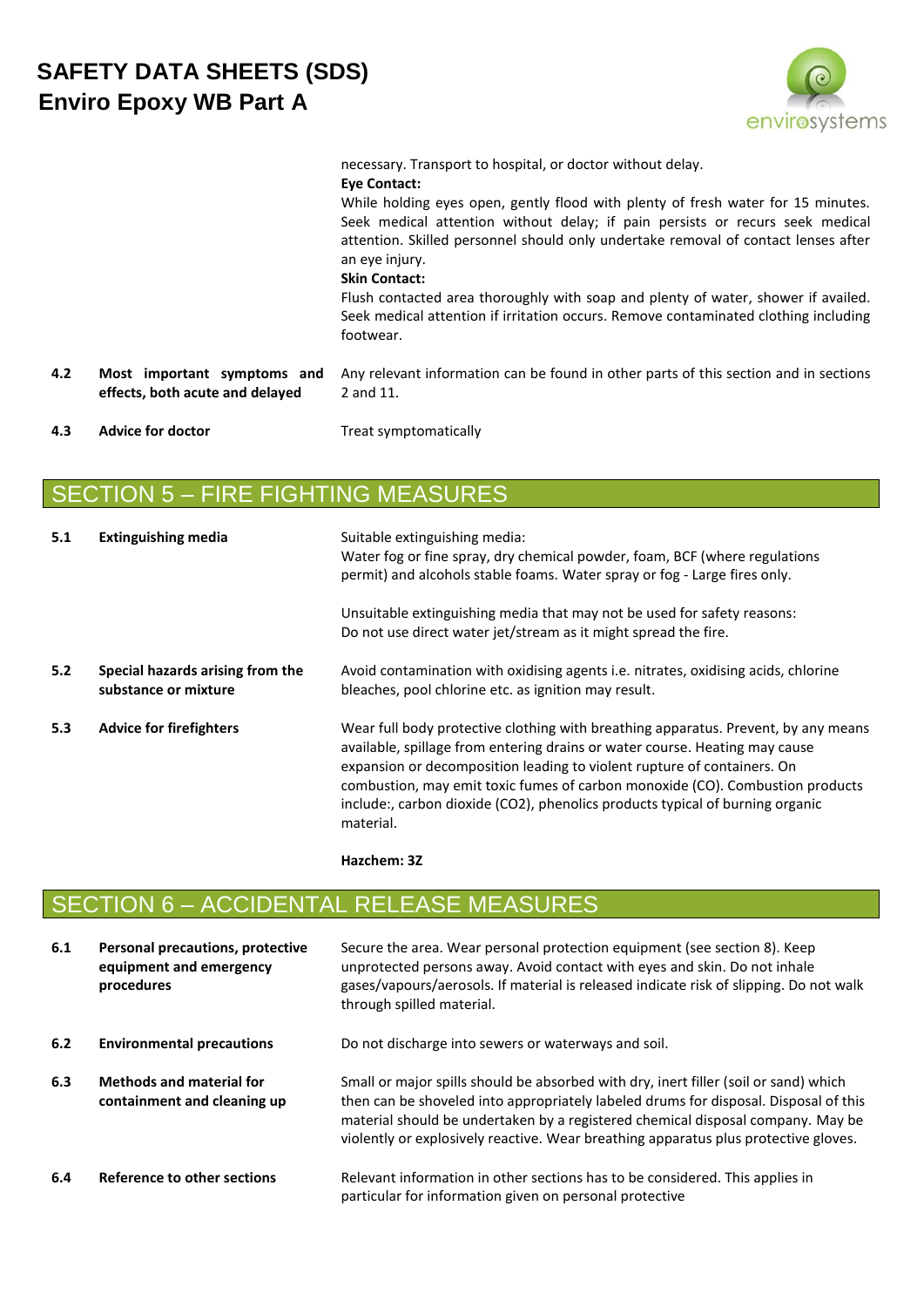necessary. Transport to hospital, or doctor without delay.

**Eye Contact:**

While holding eyes open, gently flood with plenty of fresh water for 15 minutes. Seek medical attention without delay; if pain persists or recurs seek medical attention. Skilled personnel should only undertake removal of contact lenses after an eye injury.

**Skin Contact:**

Flush contacted area thoroughly with soap and plenty of water, shower if availed. Seek medical attention if irritation occurs. Remove contaminated clothing including footwear.

**4.2 Most important symptoms and effects, both acute and delayed**

Any relevant information can be found in other parts of this section and in sections 2 and 11.

**4.3 Advice for doctor**

Treat symptomatically

## SECTION 5 – FIRE FIGHTING MEASURES

**5.1 Extinguishing media**

Suitable extinguishing media:
Water fog or fine spray, dry chemical powder, foam, BCF (where regulations permit) and alcohols stable foams. Water spray or fog - Large fires only.

Unsuitable extinguishing media that may not be used for safety reasons:
Do not use direct water jet/stream as it might spread the fire.

**5.2 Special hazards arising from the substance or mixture**

Avoid contamination with oxidising agents i.e. nitrates, oxidising acids, chlorine bleaches, pool chlorine etc. as ignition may result.

**5.3 Advice for firefighters**

Wear full body protective clothing with breathing apparatus. Prevent, by any means available, spillage from entering drains or water course. Heating may cause expansion or decomposition leading to violent rupture of containers. On combustion, may emit toxic fumes of carbon monoxide (CO). Combustion products include:, carbon dioxide ($CO_2$), phenolics products typical of burning organic material.

**Hazchem: 3Z**

## SECTION 6 – ACCIDENTAL RELEASE MEASURES

**6.1 Personal precautions, protective equipment and emergency procedures**

Secure the area. Wear personal protection equipment (see section 8). Keep unprotected persons away. Avoid contact with eyes and skin. Do not inhale gases/vapours/aerosols. If material is released indicate risk of slipping. Do not walk through spilled material.

**6.2 Environmental precautions**

Do not discharge into sewers or waterways and soil.

**6.3 Methods and material for containment and cleaning up**

Small or major spills should be absorbed with dry, inert filler (soil or sand) which then can be shoveled into appropriately labeled drums for disposal. Disposal of this material should be undertaken by a registered chemical disposal company. May be violently or explosively reactive. Wear breathing apparatus plus protective gloves.

**6.4 Reference to other sections**

Relevant information in other sections has to be considered. This applies in particular for information given on personal protective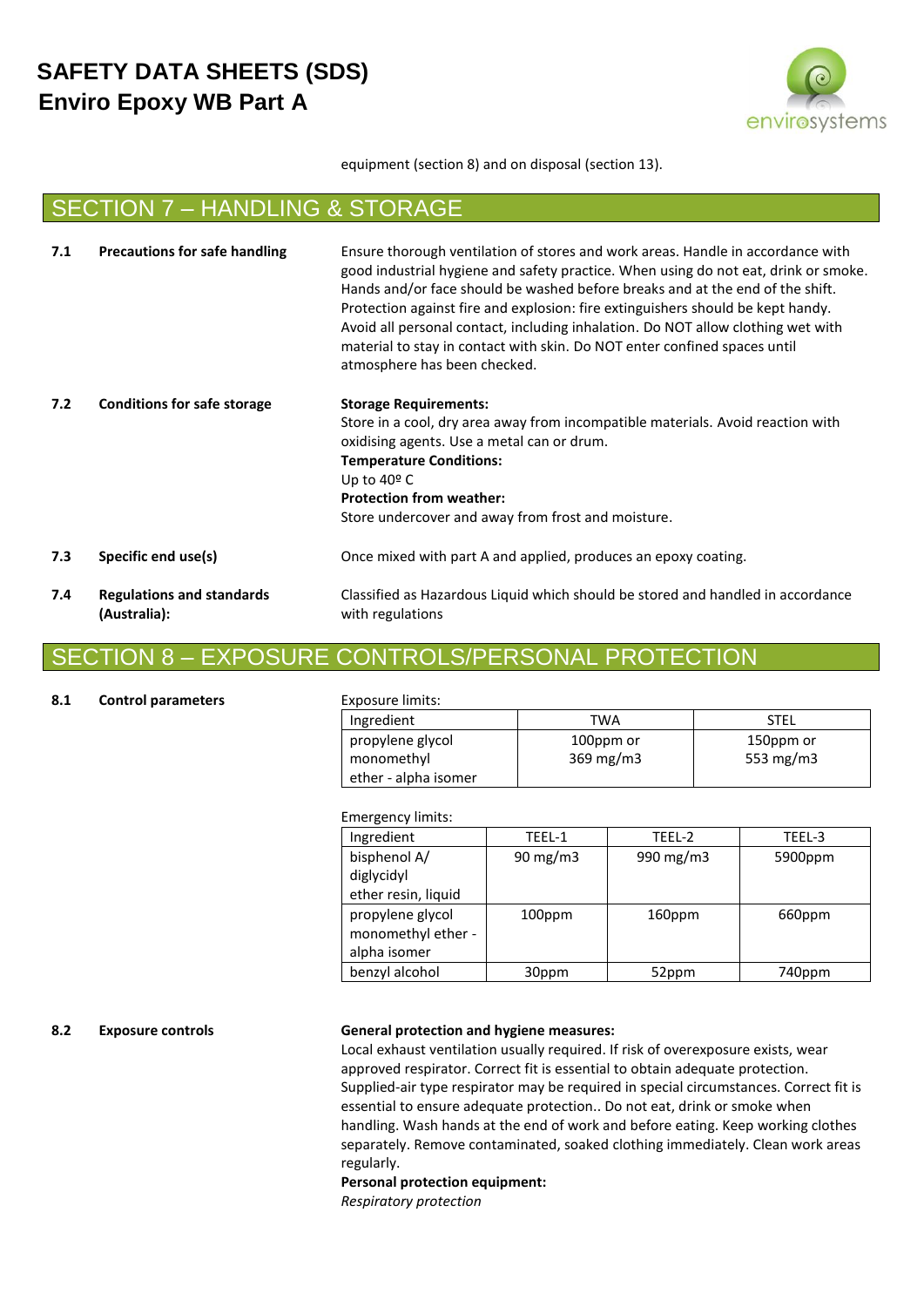equipment (section 8) and on disposal (section 13).

## SECTION 7 – HANDLING & STORAGE

**7.1 Precautions for safe handling**

Ensure thorough ventilation of stores and work areas. Handle in accordance with good industrial hygiene and safety practice. When using do not eat, drink or smoke. Hands and/or face should be washed before breaks and at the end of the shift. Protection against fire and explosion: fire extinguishers should be kept handy. Avoid all personal contact, including inhalation. Do NOT allow clothing wet with material to stay in contact with skin. Do NOT enter confined spaces until atmosphere has been checked.

**7.2 Conditions for safe storage**

**Storage Requirements:**
Store in a cool, dry area away from incompatible materials. Avoid reaction with oxidising agents. Use a metal can or drum.
**Temperature Conditions:**
Up to 40º C
**Protection from weather:**
Store undercover and away from frost and moisture.

**7.3 Specific end use(s)**

Once mixed with part A and applied, produces an epoxy coating.

**7.4 Regulations and standards (Australia):**

Classified as Hazardous Liquid which should be stored and handled in accordance with regulations

## SECTION 8 – EXPOSURE CONTROLS/PERSONAL PROTECTION

**8.1 Control parameters**

Exposure limits:

| Ingredient | TWA | STEL |
|---|---|---|
| propylene glycol monomethyl ether - alpha isomer | 100ppm or 369 mg/m3 | 150ppm or 553 mg/m3 |

Emergency limits:

| Ingredient | TEEL-1 | TEEL-2 | TEEL-3 |
|---|---|---|---|
| bisphenol A/ diglycidyl ether resin, liquid | 90 mg/m3 | 990 mg/m3 | 5900ppm |
| propylene glycol monomethyl ether - alpha isomer | 100ppm | 160ppm | 660ppm |
| benzyl alcohol | 30ppm | 52ppm | 740ppm |

**8.2 Exposure controls**

**General protection and hygiene measures:**
Local exhaust ventilation usually required. If risk of overexposure exists, wear approved respirator. Correct fit is essential to obtain adequate protection. Supplied-air type respirator may be required in special circumstances. Correct fit is essential to ensure adequate protection.. Do not eat, drink or smoke when handling. Wash hands at the end of work and before eating. Keep working clothes separately. Remove contaminated, soaked clothing immediately. Clean work areas regularly.
**Personal protection equipment:**
*Respiratory protection*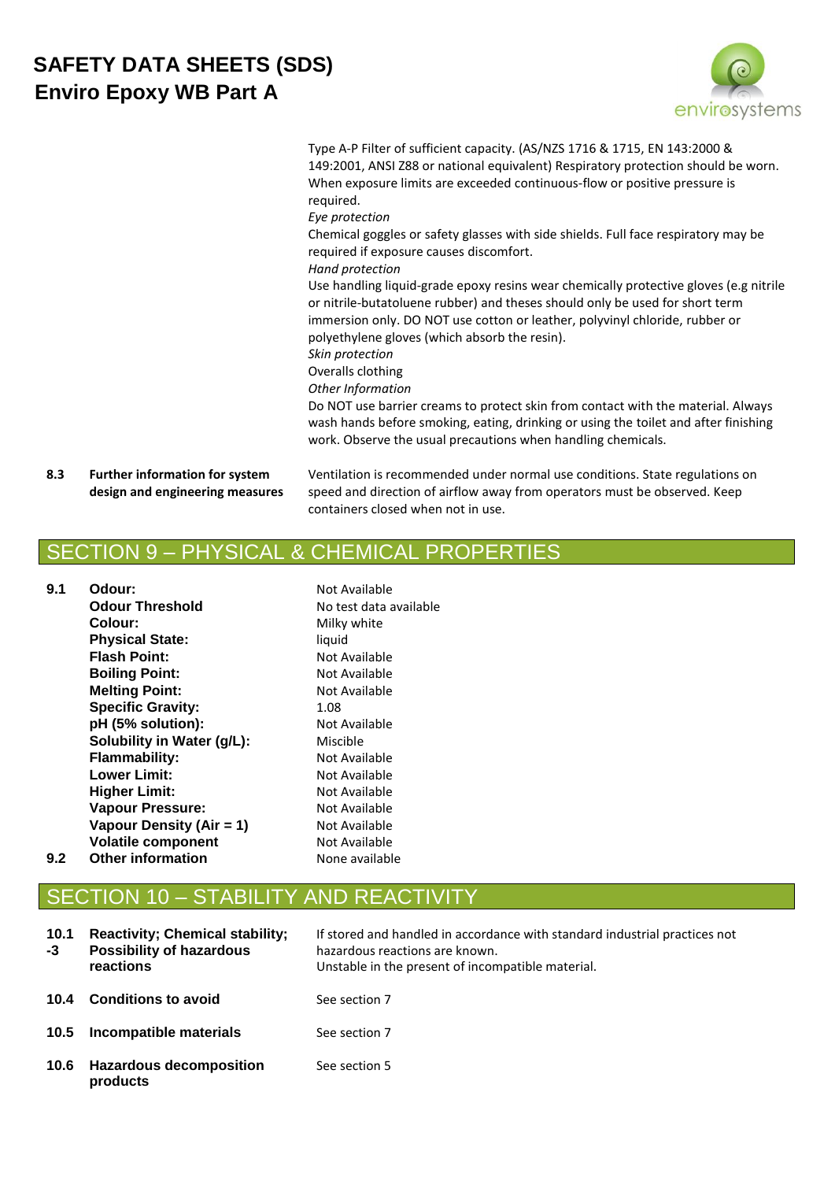Type A-P Filter of sufficient capacity. (AS/NZS 1716 & 1715, EN 143:2000 & 149:2001, ANSI Z88 or national equivalent) Respiratory protection should be worn. When exposure limits are exceeded continuous-flow or positive pressure is required.

*Eye protection*

Chemical goggles or safety glasses with side shields. Full face respiratory may be required if exposure causes discomfort.

*Hand protection*

Use handling liquid-grade epoxy resins wear chemically protective gloves (e.g nitrile or nitrile-butatoluene rubber) and theses should only be used for short term immersion only. DO NOT use cotton or leather, polyvinyl chloride, rubber or polyethylene gloves (which absorb the resin).

*Skin protection*

Overalls clothing

*Other Information*

Do NOT use barrier creams to protect skin from contact with the material. Always wash hands before smoking, eating, drinking or using the toilet and after finishing work. Observe the usual precautions when handling chemicals.

**8.3 Further information for system design and engineering measures**

Ventilation is recommended under normal use conditions. State regulations on speed and direction of airflow away from operators must be observed. Keep containers closed when not in use.

## SECTION 9 – PHYSICAL & CHEMICAL PROPERTIES

| | | |
|---|---|---|
| **9.1** | **Odour:** | Not Available |
| | **Odour Threshold** | No test data available |
| | **Colour:** | Milky white |
| | **Physical State:** | liquid |
| | **Flash Point:** | Not Available |
| | **Boiling Point:** | Not Available |
| | **Melting Point:** | Not Available |
| | **Specific Gravity:** | 1.08 |
| | **pH (5% solution):** | Not Available |
| | **Solubility in Water (g/L):** | Miscible |
| | **Flammability:** | Not Available |
| | **Lower Limit:** | Not Available |
| | **Higher Limit:** | Not Available |
| | **Vapour Pressure:** | Not Available |
| | **Vapour Density (Air = 1)** | Not Available |
| | **Volatile component** | Not Available |
| **9.2** | **Other information** | None available |

## SECTION 10 – STABILITY AND REACTIVITY

| | | |
|---|---|---|
| **10.1-3** | **Reactivity; Chemical stability; Possibility of hazardous reactions** | If stored and handled in accordance with standard industrial practices not hazardous reactions are known. Unstable in the present of incompatible material. |
| **10.4** | **Conditions to avoid** | See section 7 |
| **10.5** | **Incompatible materials** | See section 7 |
| **10.6** | **Hazardous decomposition products** | See section 5 |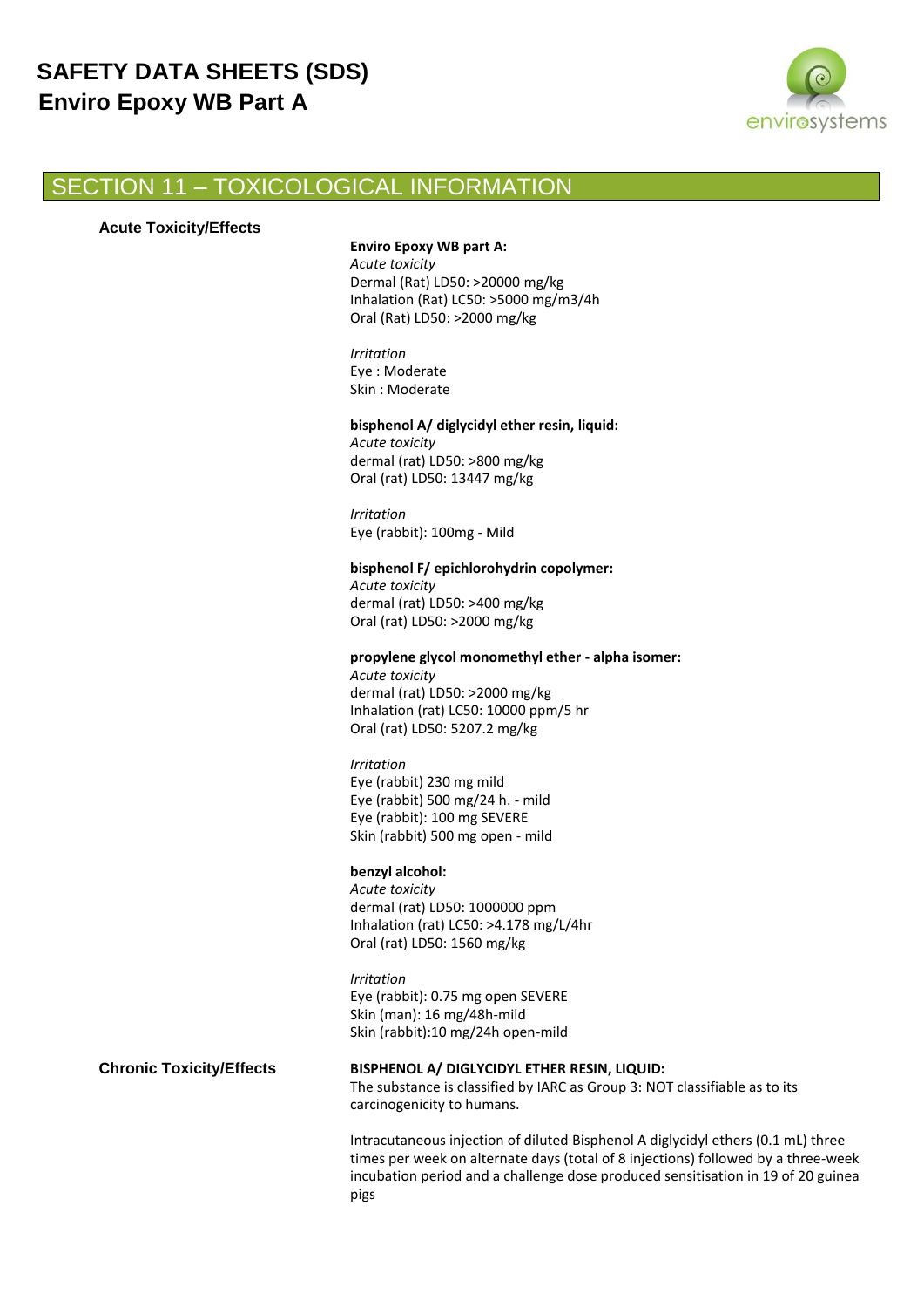## SECTION 11 – TOXICOLOGICAL INFORMATION

**Acute Toxicity/Effects**

**Enviro Epoxy WB part A:**
*Acute toxicity*
Dermal (Rat) LD50: >20000 mg/kg
Inhalation (Rat) LC50: >5000 mg/m3/4h
Oral (Rat) LD50: >2000 mg/kg

*Irritation*
Eye : Moderate
Skin : Moderate

**bisphenol A/ diglycidyl ether resin, liquid:**
*Acute toxicity*
dermal (rat) LD50: >800 mg/kg
Oral (rat) LD50: 13447 mg/kg

*Irritation*
Eye (rabbit): 100mg - Mild

**bisphenol F/ epichlorohydrin copolymer:**
*Acute toxicity*
dermal (rat) LD50: >400 mg/kg
Oral (rat) LD50: >2000 mg/kg

**propylene glycol monomethyl ether - alpha isomer:**
*Acute toxicity*
dermal (rat) LD50: >2000 mg/kg
Inhalation (rat) LC50: 10000 ppm/5 hr
Oral (rat) LD50: 5207.2 mg/kg

*Irritation*
Eye (rabbit) 230 mg mild
Eye (rabbit) 500 mg/24 h. - mild
Eye (rabbit): 100 mg SEVERE
Skin (rabbit) 500 mg open - mild

**benzyl alcohol:**
*Acute toxicity*
dermal (rat) LD50: 1000000 ppm
Inhalation (rat) LC50: >4.178 mg/L/4hr
Oral (rat) LD50: 1560 mg/kg

*Irritation*
Eye (rabbit): 0.75 mg open SEVERE
Skin (man): 16 mg/48h-mild
Skin (rabbit):10 mg/24h open-mild

**Chronic Toxicity/Effects**

**BISPHENOL A/ DIGLYCIDYL ETHER RESIN, LIQUID:**
The substance is classified by IARC as Group 3: NOT classifiable as to its carcinogenicity to humans.

Intracutaneous injection of diluted Bisphenol A diglycidyl ethers (0.1 mL) three times per week on alternate days (total of 8 injections) followed by a three-week incubation period and a challenge dose produced sensitisation in 19 of 20 guinea pigs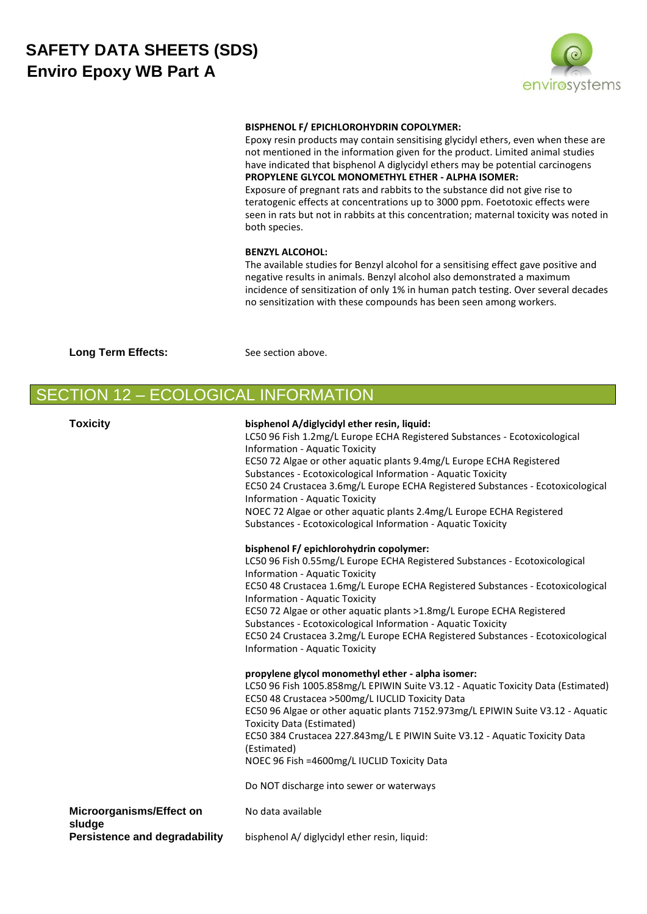**BISPHENOL F/ EPICHLOROHYDRIN COPOLYMER:**
Epoxy resin products may contain sensitising glycidyl ethers, even when these are not mentioned in the information given for the product. Limited animal studies have indicated that bisphenol A diglycidyl ethers may be potential carcinogens
**PROPYLENE GLYCOL MONOMETHYL ETHER - ALPHA ISOMER:**
Exposure of pregnant rats and rabbits to the substance did not give rise to teratogenic effects at concentrations up to 3000 ppm. Foetotoxic effects were seen in rats but not in rabbits at this concentration; maternal toxicity was noted in both species.

**BENZYL ALCOHOL:**
The available studies for Benzyl alcohol for a sensitising effect gave positive and negative results in animals. Benzyl alcohol also demonstrated a maximum incidence of sensitization of only 1% in human patch testing. Over several decades no sensitization with these compounds has been seen among workers.

**Long Term Effects:** See section above.

## SECTION 12 – ECOLOGICAL INFORMATION

**Toxicity**

**bisphenol A/diglycidyl ether resin, liquid:**
LC50 96 Fish 1.2mg/L Europe ECHA Registered Substances - Ecotoxicological Information - Aquatic Toxicity
EC50 72 Algae or other aquatic plants 9.4mg/L Europe ECHA Registered Substances - Ecotoxicological Information - Aquatic Toxicity
EC50 24 Crustacea 3.6mg/L Europe ECHA Registered Substances - Ecotoxicological Information - Aquatic Toxicity
NOEC 72 Algae or other aquatic plants 2.4mg/L Europe ECHA Registered Substances - Ecotoxicological Information - Aquatic Toxicity

**bisphenol F/ epichlorohydrin copolymer:**
LC50 96 Fish 0.55mg/L Europe ECHA Registered Substances - Ecotoxicological Information - Aquatic Toxicity
EC50 48 Crustacea 1.6mg/L Europe ECHA Registered Substances - Ecotoxicological Information - Aquatic Toxicity
EC50 72 Algae or other aquatic plants >1.8mg/L Europe ECHA Registered Substances - Ecotoxicological Information - Aquatic Toxicity
EC50 24 Crustacea 3.2mg/L Europe ECHA Registered Substances - Ecotoxicological Information - Aquatic Toxicity

**propylene glycol monomethyl ether - alpha isomer:**
LC50 96 Fish 1005.858mg/L EPIWIN Suite V3.12 - Aquatic Toxicity Data (Estimated)
EC50 48 Crustacea >500mg/L IUCLID Toxicity Data
EC50 96 Algae or other aquatic plants 7152.973mg/L EPIWIN Suite V3.12 - Aquatic Toxicity Data (Estimated)
EC50 384 Crustacea 227.843mg/L E PIWIN Suite V3.12 - Aquatic Toxicity Data (Estimated)
NOEC 96 Fish =4600mg/L IUCLID Toxicity Data

Do NOT discharge into sewer or waterways

**Microorganisms/Effect on sludge** No data available

**Persistence and degradability** bisphenol A/ diglycidyl ether resin, liquid: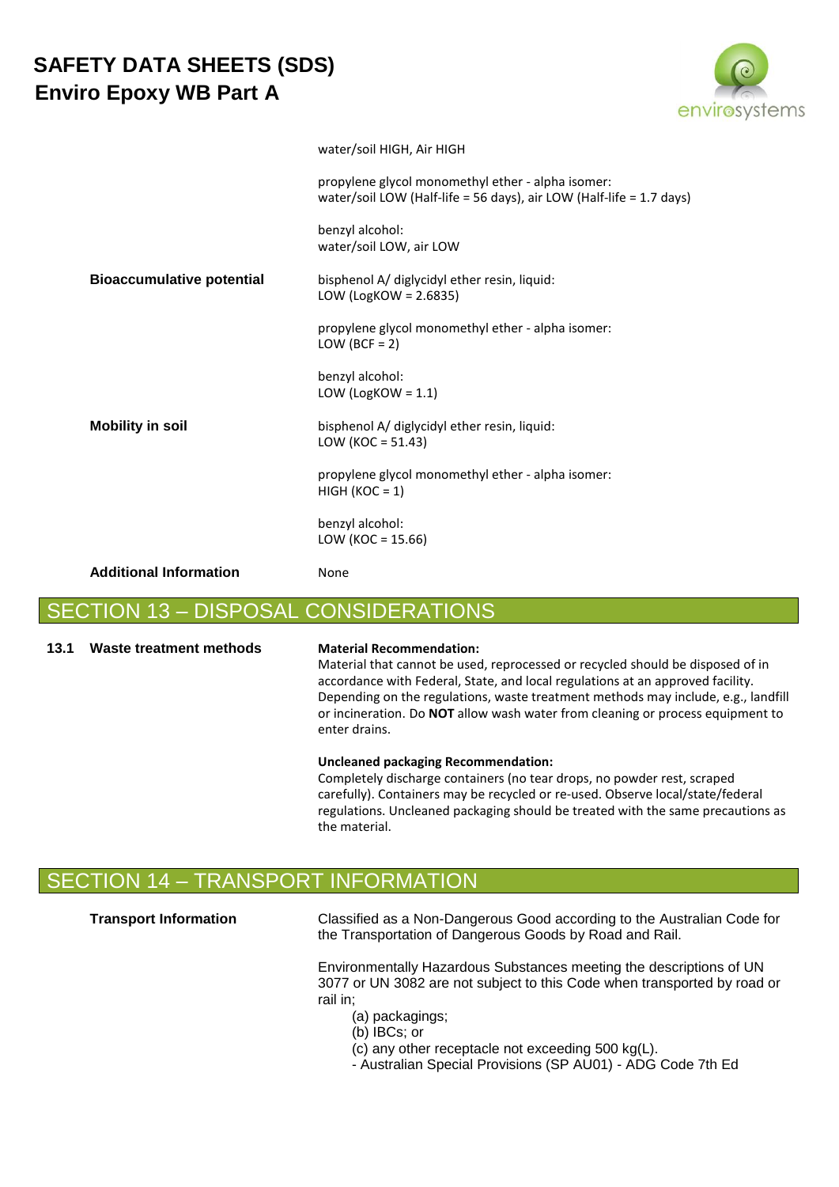| | |
|---|---|
| | water/soil HIGH, Air HIGH |
| | propylene glycol monomethyl ether - alpha isomer:<br>water/soil LOW (Half-life = 56 days), air LOW (Half-life = 1.7 days) |
| | benzyl alcohol:<br>water/soil LOW, air LOW |
| **Bioaccumulative potential** | bisphenol A/ diglycidyl ether resin, liquid:<br>LOW (LogKOW = 2.6835) |
| | propylene glycol monomethyl ether - alpha isomer:<br>LOW (BCF = 2) |
| | benzyl alcohol:<br>LOW (LogKOW = 1.1) |
| **Mobility in soil** | bisphenol A/ diglycidyl ether resin, liquid:<br>LOW (KOC = 51.43) |
| | propylene glycol monomethyl ether - alpha isomer:<br>HIGH (KOC = 1) |
| | benzyl alcohol:<br>LOW (KOC = 15.66) |
| **Additional Information** | None |

## SECTION 13 – DISPOSAL CONSIDERATIONS

**13.1 Waste treatment methods**

**Material Recommendation:**
Material that cannot be used, reprocessed or recycled should be disposed of in accordance with Federal, State, and local regulations at an approved facility. Depending on the regulations, waste treatment methods may include, e.g., landfill or incineration. Do **NOT** allow wash water from cleaning or process equipment to enter drains.

**Uncleaned packaging Recommendation:**
Completely discharge containers (no tear drops, no powder rest, scraped carefully). Containers may be recycled or re-used. Observe local/state/federal regulations. Uncleaned packaging should be treated with the same precautions as the material.

## SECTION 14 – TRANSPORT INFORMATION

**Transport Information**

Classified as a Non-Dangerous Good according to the Australian Code for the Transportation of Dangerous Goods by Road and Rail.

Environmentally Hazardous Substances meeting the descriptions of UN 3077 or UN 3082 are not subject to this Code when transported by road or rail in;

(a) packagings;
(b) IBCs; or
(c) any other receptacle not exceeding 500 kg(L).
- Australian Special Provisions (SP AU01) - ADG Code 7th Ed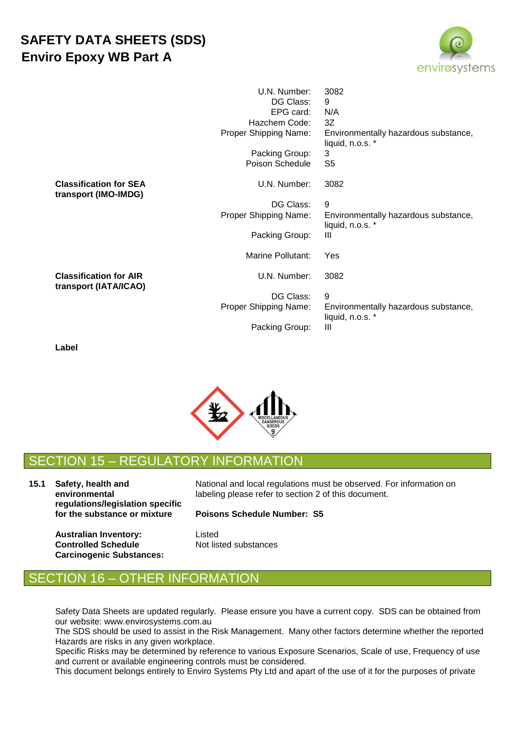| | | |
|---|---|---|
| | U.N. Number: | 3082 |
| | DG Class: | 9 |
| | EPG card: | N/A |
| | Hazchem Code: | 3Z |
| | Proper Shipping Name: | Environmentally hazardous substance, liquid, n.o.s. * |
| | Packing Group: | 3 |
| | Poison Schedule | S5 |
| **Classification for SEA transport (IMO-IMDG)** | U.N. Number: | 3082 |
| | DG Class: | 9 |
| | Proper Shipping Name: | Environmentally hazardous substance, liquid, n.o.s. * |
| | Packing Group: | III |
| | Marine Pollutant: | Yes |
| **Classification for AIR transport (IATA/ICAO)** | U.N. Number: | 3082 |
| | DG Class: | 9 |
| | Proper Shipping Name: | Environmentally hazardous substance, liquid, n.o.s. * |
| | Packing Group: | III |

**Label**

## SECTION 15 – REGULATORY INFORMATION

**15.1 Safety, health and environmental regulations/legislation specific for the substance or mixture**

National and local regulations must be observed. For information on labeling please refer to section 2 of this document.

**Poisons Schedule Number: S5**

**Australian Inventory:** Listed

**Controlled Schedule Carcinogenic Substances:** Not listed substances

## SECTION 16 – OTHER INFORMATION

Safety Data Sheets are updated regularly. Please ensure you have a current copy. SDS can be obtained from our website: www.envirosystems.com.au

The SDS should be used to assist in the Risk Management. Many other factors determine whether the reported Hazards are risks in any given workplace.

Specific Risks may be determined by reference to various Exposure Scenarios, Scale of use, Frequency of use and current or available engineering controls must be considered.

This document belongs entirely to Enviro Systems Pty Ltd and apart of the use of it for the purposes of private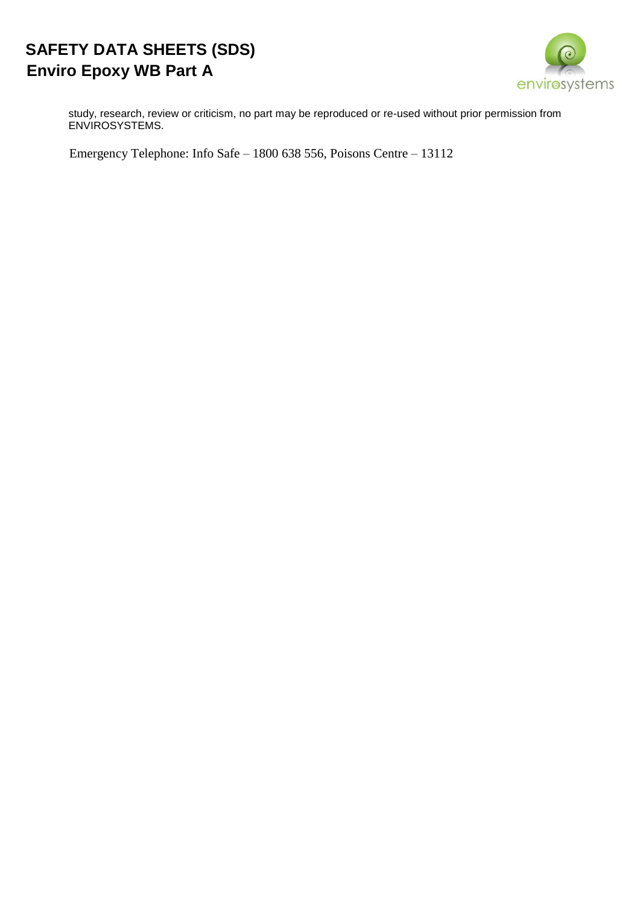study, research, review or criticism, no part may be reproduced or re-used without prior permission from ENVIROSYSTEMS.

Emergency Telephone: Info Safe – 1800 638 556, Poisons Centre – 13112